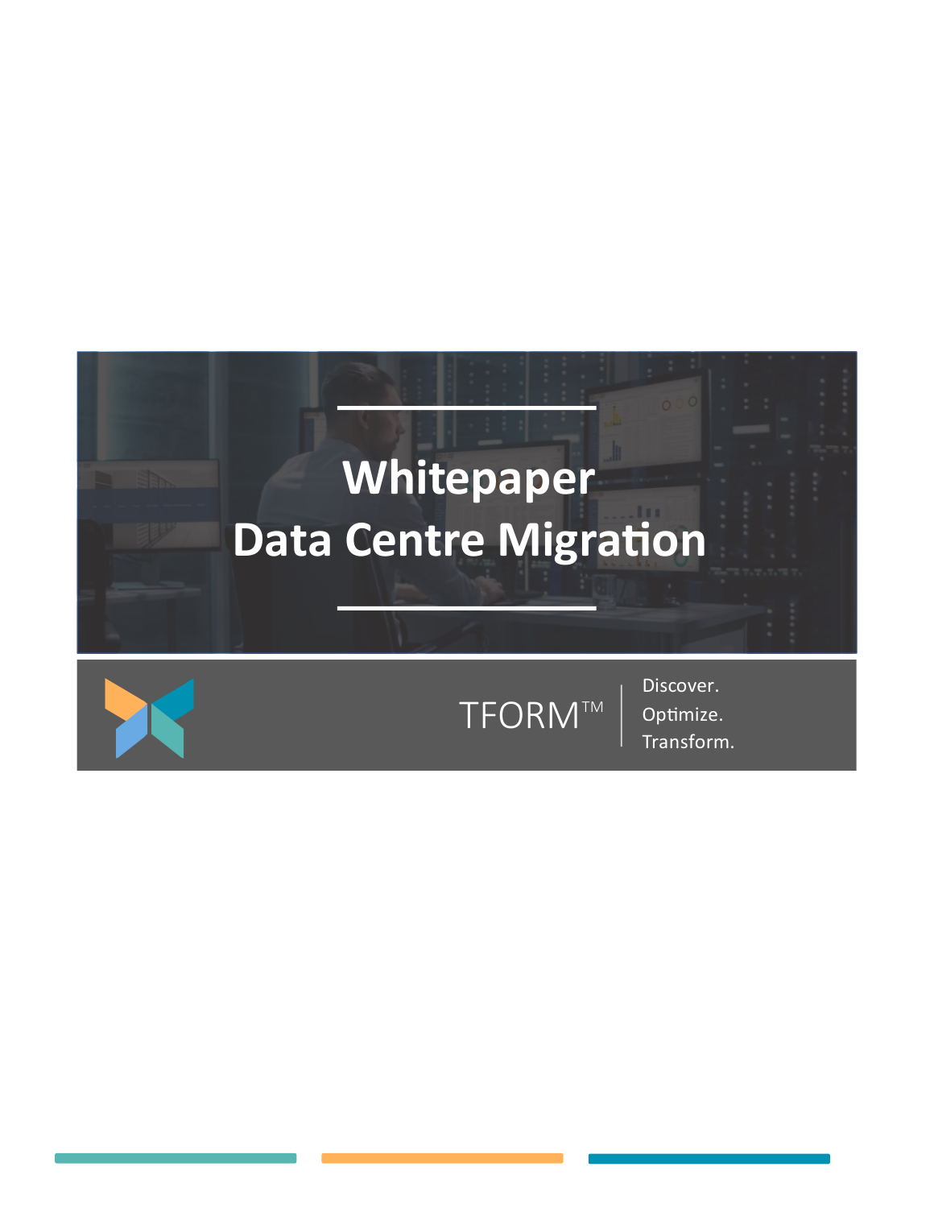# Whitepaper

# Data Centre Migration

TFORM™

Discover.
Optimize.
Transform.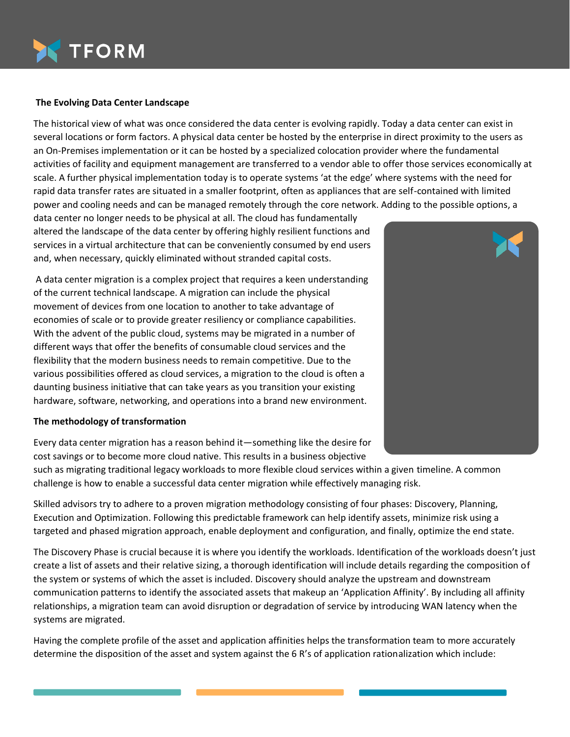**The Evolving Data Center Landscape**

The historical view of what was once considered the data center is evolving rapidly. Today a data center can exist in several locations or form factors. A physical data center be hosted by the enterprise in direct proximity to the users as an On-Premises implementation or it can be hosted by a specialized colocation provider where the fundamental activities of facility and equipment management are transferred to a vendor able to offer those services economically at scale. A further physical implementation today is to operate systems 'at the edge' where systems with the need for rapid data transfer rates are situated in a smaller footprint, often as appliances that are self-contained with limited power and cooling needs and can be managed remotely through the core network. Adding to the possible options, a data center no longer needs to be physical at all. The cloud has fundamentally altered the landscape of the data center by offering highly resilient functions and services in a virtual architecture that can be conveniently consumed by end users and, when necessary, quickly eliminated without stranded capital costs.

A data center migration is a complex project that requires a keen understanding of the current technical landscape. A migration can include the physical movement of devices from one location to another to take advantage of economies of scale or to provide greater resiliency or compliance capabilities. With the advent of the public cloud, systems may be migrated in a number of different ways that offer the benefits of consumable cloud services and the flexibility that the modern business needs to remain competitive. Due to the various possibilities offered as cloud services, a migration to the cloud is often a daunting business initiative that can take years as you transition your existing hardware, software, networking, and operations into a brand new environment.

**The methodology of transformation**

Every data center migration has a reason behind it—something like the desire for cost savings or to become more cloud native. This results in a business objective such as migrating traditional legacy workloads to more flexible cloud services within a given timeline. A common challenge is how to enable a successful data center migration while effectively managing risk.

Skilled advisors try to adhere to a proven migration methodology consisting of four phases: Discovery, Planning, Execution and Optimization. Following this predictable framework can help identify assets, minimize risk using a targeted and phased migration approach, enable deployment and configuration, and finally, optimize the end state.

The Discovery Phase is crucial because it is where you identify the workloads. Identification of the workloads doesn't just create a list of assets and their relative sizing, a thorough identification will include details regarding the composition of the system or systems of which the asset is included. Discovery should analyze the upstream and downstream communication patterns to identify the associated assets that makeup an 'Application Affinity'. By including all affinity relationships, a migration team can avoid disruption or degradation of service by introducing WAN latency when the systems are migrated.

Having the complete profile of the asset and application affinities helps the transformation team to more accurately determine the disposition of the asset and system against the 6 R's of application rationalization which include: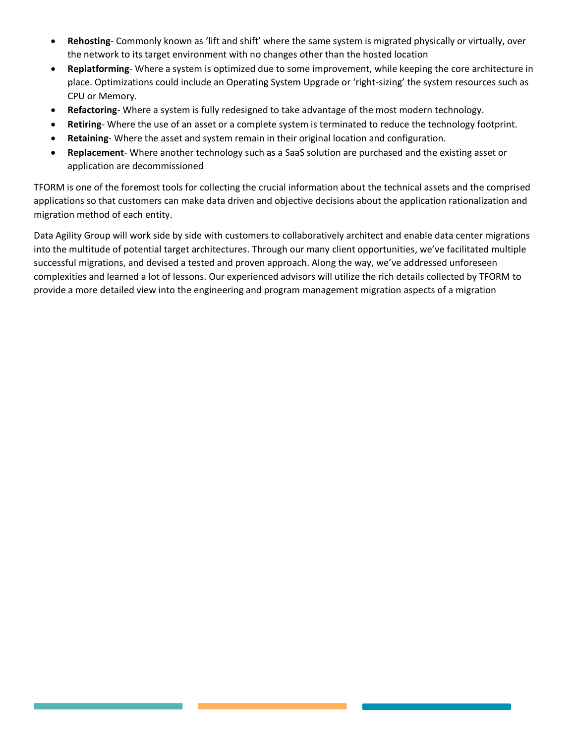- **Rehosting**- Commonly known as 'lift and shift' where the same system is migrated physically or virtually, over the network to its target environment with no changes other than the hosted location
- **Replatforming**- Where a system is optimized due to some improvement, while keeping the core architecture in place. Optimizations could include an Operating System Upgrade or 'right-sizing' the system resources such as CPU or Memory.
- **Refactoring**- Where a system is fully redesigned to take advantage of the most modern technology.
- **Retiring**- Where the use of an asset or a complete system is terminated to reduce the technology footprint.
- **Retaining**- Where the asset and system remain in their original location and configuration.
- **Replacement**- Where another technology such as a SaaS solution are purchased and the existing asset or application are decommissioned

TFORM is one of the foremost tools for collecting the crucial information about the technical assets and the comprised applications so that customers can make data driven and objective decisions about the application rationalization and migration method of each entity.

Data Agility Group will work side by side with customers to collaboratively architect and enable data center migrations into the multitude of potential target architectures. Through our many client opportunities, we've facilitated multiple successful migrations, and devised a tested and proven approach. Along the way, we've addressed unforeseen complexities and learned a lot of lessons. Our experienced advisors will utilize the rich details collected by TFORM to provide a more detailed view into the engineering and program management migration aspects of a migration